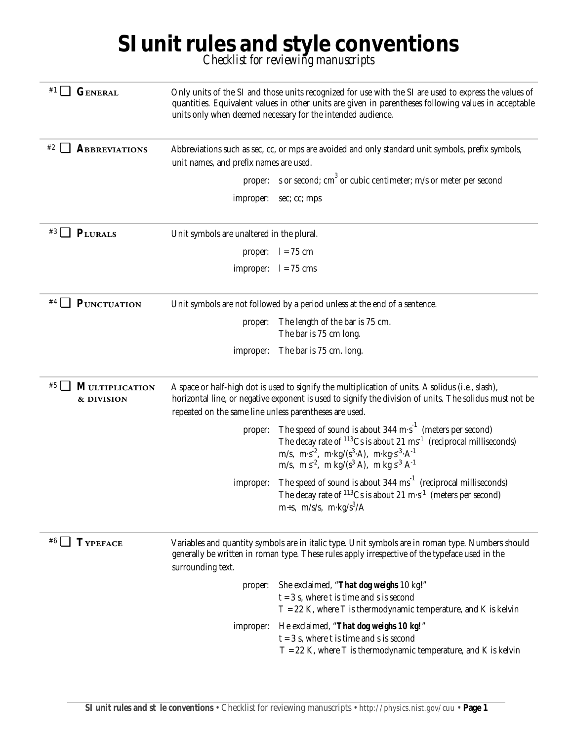# SI unit rules and style conventions

*Checklist for reviewing manuscripts*

---

**#1 ❑ GENERAL**

Only units of the SI and those units recognized for use with the SI are used to express the values of quantities. Equivalent values in other units are given in parentheses following values in acceptable units only when deemed necessary for the intended audience.

---

**#2 ❑ ABBREVIATIONS**

Abbreviations such as sec, cc, or mps are avoided and only standard unit symbols, prefix symbols, unit names, and prefix names are used.

- proper: s or second; cm$^3$ or cubic centimeter; m/s or meter per second
- improper: sec; cc; mps

---

**#3 ❑ PLURALS**

Unit symbols are unaltered in the plural.

- proper: $l$ = 75 cm
- improper: $l$ = 75 cms

---

**#4 ❑ PUNCTUATION**

Unit symbols are not followed by a period unless at the end of a sentence.

- proper: The length of the bar is 75 cm.
  The bar is 75 cm long.
- improper: The bar is 75 cm. long.

---

**#5 ❑ MULTIPLICATION & DIVISION**

A space or half-high dot is used to signify the multiplication of units. A solidus (i.e., slash), horizontal line, or negative exponent is used to signify the division of units. The solidus must not be repeated on the same line unless parentheses are used.

- proper: The speed of sound is about 344 m·s$^{-1}$ (meters per second)
  The decay rate of $^{113}$Cs is about 21 ms$^{-1}$ (reciprocal milliseconds)
  m/s, m·s$^{-2}$, m·kg/(s$^3$·A), m·kg·s$^{-3}$·A$^{-1}$
  m/s, m s$^{-2}$, m kg/(s$^3$ A), m kg s$^{-3}$ A$^{-1}$
- improper: The speed of sound is about 344 ms$^{-1}$ (reciprocal milliseconds)
  The decay rate of $^{113}$Cs is about 21 m·s$^{-1}$ (meters per second)
  m÷s, m/s/s, m·kg/s$^3$/A

---

**#6 ❑ TYPEFACE**

Variables and quantity symbols are in italic type. Unit symbols are in roman type. Numbers should generally be written in roman type. These rules apply irrespective of the typeface used in the surrounding text.

- proper: She exclaimed, "***That dog weighs*** 10 kg**!**"
  $t$ = 3 s, where $t$ is time and s is second
  $T$ = 22 K, where $T$ is thermodynamic temperature, and K is kelvin
- improper: He exclaimed, "***That dog weighs 10 kg!***"
  t = 3 s, where t is time and s is second
  T = 22 K, where T is thermodynamic temperature, and K is kelvin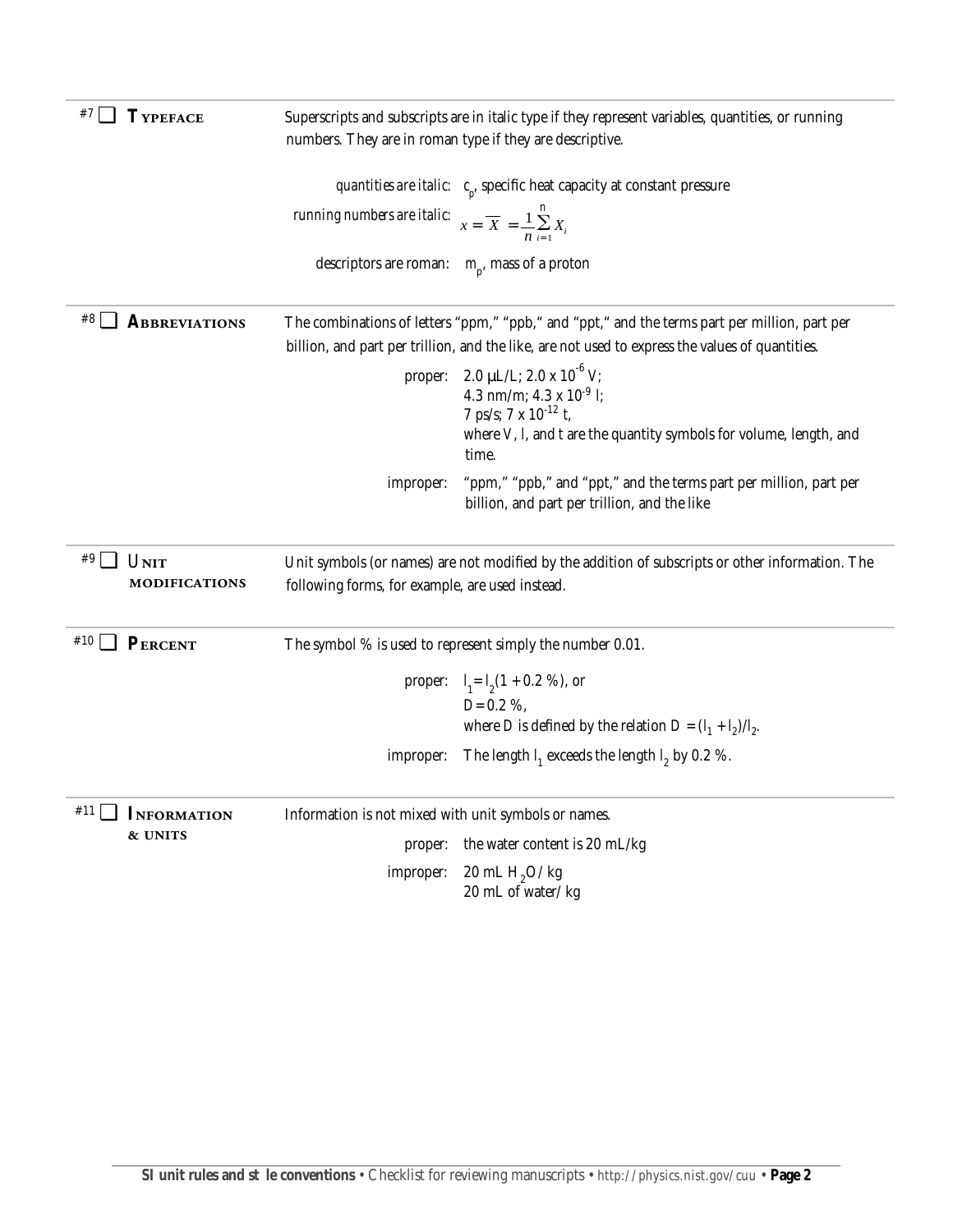## #7 ❑ TYPEFACE

Superscripts and subscripts are in italic type if they represent variables, quantities, or running numbers. They are in roman type if they are descriptive.

*quantities are italic:* $c_p$, specific heat capacity at constant pressure

*running numbers are italic:* $x = \overline{X} = \frac{1}{n}\sum_{i=1}^{n} X_i$

descriptors are roman: $\mathrm{m_p}$, mass of a proton

## #8 ❑ ABBREVIATIONS

The combinations of letters "ppm," "ppb," and "ppt," and the terms part per million, part per billion, and part per trillion, and the like, are not used to express the values of quantities.

proper: 2.0 µL/L; $2.0 \times 10^{-6}$ $V$;
4.3 nm/m; $4.3 \times 10^{-9}$ $l$;
7 ps/s; $7 \times 10^{-12}$ $t$,
where $V$, $l$, and $t$ are the quantity symbols for volume, length, and time.

improper: "ppm," "ppb," and "ppt," and the terms part per million, part per billion, and part per trillion, and the like

## #9 ❑ UNIT MODIFICATIONS

Unit symbols (or names) are not modified by the addition of subscripts or other information. The following forms, for example, are used instead.

## #10 ❑ PERCENT

The symbol % is used to represent simply the number 0.01.

proper: $l_1 = l_2(1 + 0.2\ \%)$, or
$D = 0.2\ \%$,
where $D$ is defined by the relation $D = (l_1 + l_2)/l_2$.

improper: The length $l_1$ exceeds the length $l_2$ by 0.2 %.

## #11 ❑ INFORMATION & UNITS

Information is not mixed with unit symbols or names.

proper: the water content is 20 mL/kg

improper: 20 mL $H_2O$ / kg
20 mL of water/ kg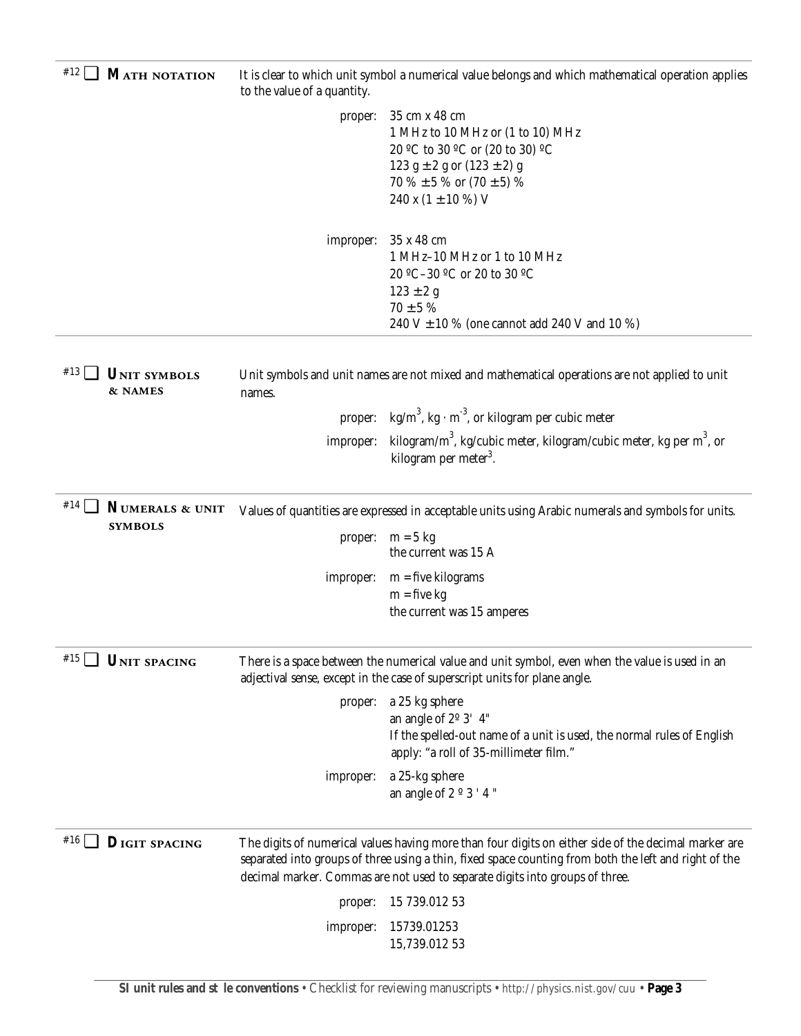## #12 ❑ Math notation

It is clear to which unit symbol a numerical value belongs and which mathematical operation applies to the value of a quantity.

proper:
35 cm x 48 cm
1 MHz to 10 MHz or (1 to 10) MHz
20 ºC to 30 ºC or (20 to 30) ºC
123 g ± 2 g or (123 ± 2) g
70 % ± 5 % or (70 ± 5) %
240 x (1 ± 10 %) V

improper:
35 x 48 cm
1 MHz–10 MHz or 1 to 10 MHz
20 ºC–30 ºC or 20 to 30 ºC
123 ± 2 g
70 ± 5 %
240 V ± 10 % (one cannot add 240 V and 10 %)

## #13 ❑ Unit symbols & names

Unit symbols and unit names are not mixed and mathematical operations are not applied to unit names.

proper: kg/m$^3$, kg · m$^{-3}$, or kilogram per cubic meter

improper: kilogram/m$^3$, kg/cubic meter, kilogram/cubic meter, kg per m$^3$, or kilogram per meter$^3$.

## #14 ❑ Numerals & unit symbols

Values of quantities are expressed in acceptable units using Arabic numerals and symbols for units.

proper:
m = 5 kg
the current was 15 A

improper:
m = five kilograms
m = five kg
the current was 15 amperes

## #15 ❑ Unit spacing

There is a space between the numerical value and unit symbol, even when the value is used in an adjectival sense, except in the case of superscript units for plane angle.

proper:
a 25 kg sphere
an angle of 2º 3' 4"
If the spelled-out name of a unit is used, the normal rules of English apply: "a roll of 35-millimeter film."

improper:
a 25-kg sphere
an angle of 2 º 3 ' 4 "

## #16 ❑ Digit spacing

The digits of numerical values having more than four digits on either side of the decimal marker are separated into groups of three using a thin, fixed space counting from both the left and right of the decimal marker. Commas are not used to separate digits into groups of three.

proper: 15 739.012 53

improper:
15739.01253
15,739.012 53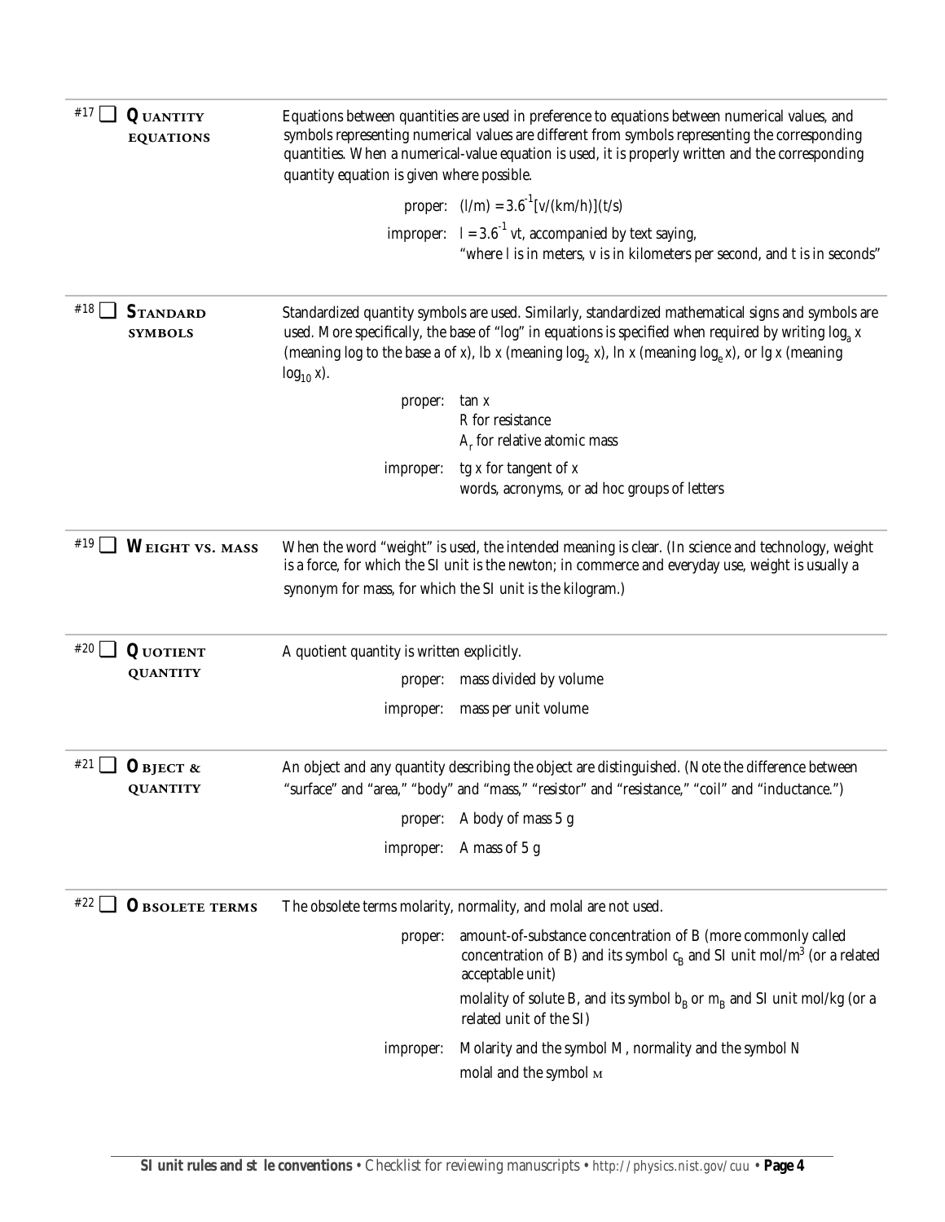### #17 ❑ QUANTITY EQUATIONS

Equations between quantities are used in preference to equations between numerical values, and symbols representing numerical values are different from symbols representing the corresponding quantities. When a numerical-value equation is used, it is properly written and the corresponding quantity equation is given where possible.

proper: $(l/\text{m}) = 3.6^{-1}[v/(\text{km/h})](t/\text{s})$

improper: $l = 3.6^{-1}\,vt$, accompanied by text saying, "where $l$ is in meters, $v$ is in kilometers per second, and $t$ is in seconds"

### #18 ❑ STANDARD SYMBOLS

Standardized quantity symbols are used. Similarly, standardized mathematical signs and symbols are used. More specifically, the base of "log" in equations is specified when required by writing $\log_a x$ (meaning log to the base a of x), lb x (meaning $\log_2 x$), ln x (meaning $\log_e x$), or lg x (meaning $\log_{10} x$).

proper: tan x
R for resistance
$A_r$ for relative atomic mass

improper: tg x for tangent of x
words, acronyms, or ad hoc groups of letters

### #19 ❑ WEIGHT VS. MASS

When the word "weight" is used, the intended meaning is clear. (In science and technology, weight is a force, for which the SI unit is the newton; in commerce and everyday use, weight is usually a synonym for mass, for which the SI unit is the kilogram.)

### #20 ❑ QUOTIENT QUANTITY

A quotient quantity is written explicitly.

proper: mass divided by volume

improper: mass per unit volume

### #21 ❑ OBJECT & QUANTITY

An object and any quantity describing the object are distinguished. (Note the difference between "surface" and "area," "body" and "mass," "resistor" and "resistance," "coil" and "inductance.")

proper: A body of mass 5 g

improper: A mass of 5 g

### #22 ❑ OBSOLETE TERMS

The obsolete terms molarity, normality, and molal are not used.

proper: amount-of-substance concentration of B (more commonly called concentration of B) and its symbol $c_B$ and SI unit $\text{mol/m}^3$ (or a related acceptable unit)

molality of solute B, and its symbol $b_B$ or $m_B$ and SI unit mol/kg (or a related unit of the SI)

improper: Molarity and the symbol M, normality and the symbol N
molal and the symbol m